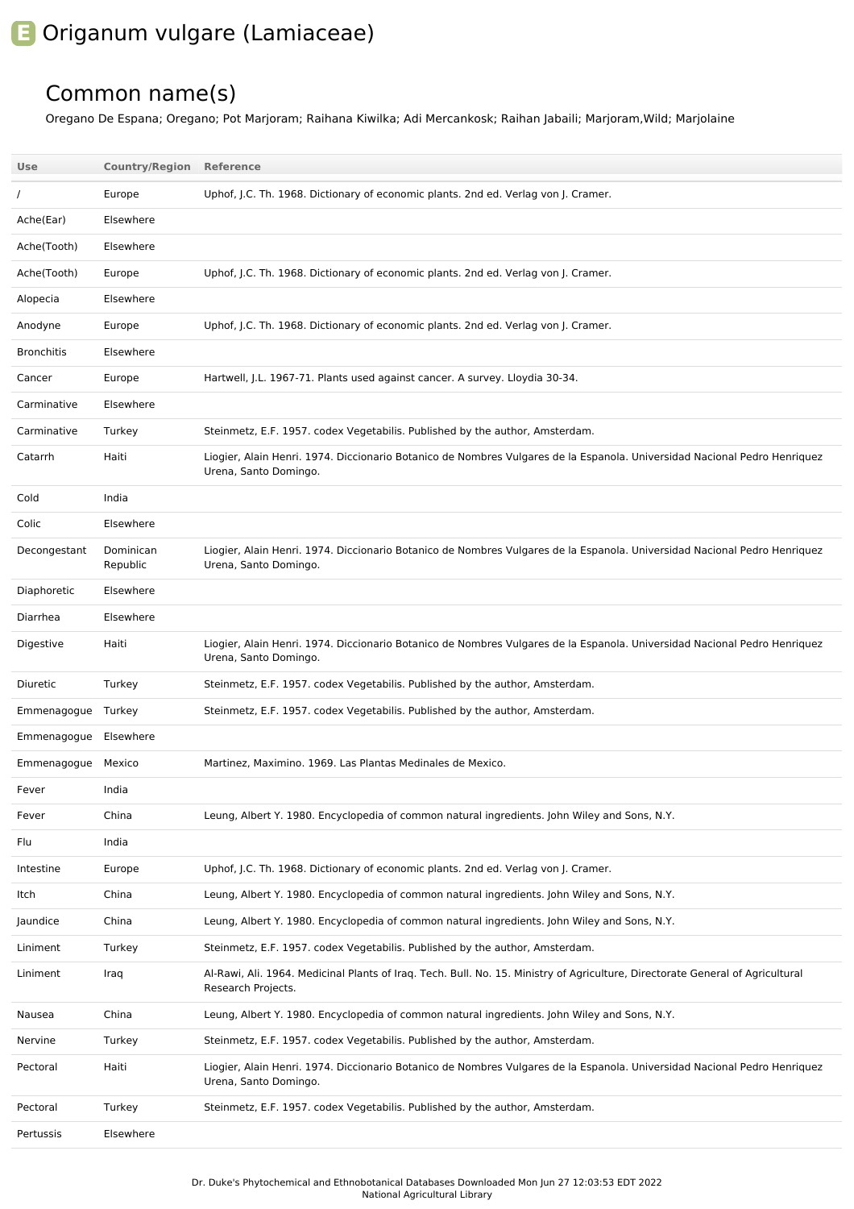# E Origanum vulgare (Lamiaceae)

## Common name(s)

Oregano De Espana; Oregano; Pot Marjoram; Raihana Kiwilka; Adi Mercankosk; Raihan Jabaili; Marjoram,Wild; Marjolaine

| Use | Country/Region | Reference |
|---|---|---|
| / | Europe | Uphof, J.C. Th. 1968. Dictionary of economic plants. 2nd ed. Verlag von J. Cramer. |
| Ache(Ear) | Elsewhere | |
| Ache(Tooth) | Elsewhere | |
| Ache(Tooth) | Europe | Uphof, J.C. Th. 1968. Dictionary of economic plants. 2nd ed. Verlag von J. Cramer. |
| Alopecia | Elsewhere | |
| Anodyne | Europe | Uphof, J.C. Th. 1968. Dictionary of economic plants. 2nd ed. Verlag von J. Cramer. |
| Bronchitis | Elsewhere | |
| Cancer | Europe | Hartwell, J.L. 1967-71. Plants used against cancer. A survey. Lloydia 30-34. |
| Carminative | Elsewhere | |
| Carminative | Turkey | Steinmetz, E.F. 1957. codex Vegetabilis. Published by the author, Amsterdam. |
| Catarrh | Haiti | Liogier, Alain Henri. 1974. Diccionario Botanico de Nombres Vulgares de la Espanola. Universidad Nacional Pedro Henriquez Urena, Santo Domingo. |
| Cold | India | |
| Colic | Elsewhere | |
| Decongestant | Dominican Republic | Liogier, Alain Henri. 1974. Diccionario Botanico de Nombres Vulgares de la Espanola. Universidad Nacional Pedro Henriquez Urena, Santo Domingo. |
| Diaphoretic | Elsewhere | |
| Diarrhea | Elsewhere | |
| Digestive | Haiti | Liogier, Alain Henri. 1974. Diccionario Botanico de Nombres Vulgares de la Espanola. Universidad Nacional Pedro Henriquez Urena, Santo Domingo. |
| Diuretic | Turkey | Steinmetz, E.F. 1957. codex Vegetabilis. Published by the author, Amsterdam. |
| Emmenagogue | Turkey | Steinmetz, E.F. 1957. codex Vegetabilis. Published by the author, Amsterdam. |
| Emmenagogue | Elsewhere | |
| Emmenagogue | Mexico | Martinez, Maximino. 1969. Las Plantas Medinales de Mexico. |
| Fever | India | |
| Fever | China | Leung, Albert Y. 1980. Encyclopedia of common natural ingredients. John Wiley and Sons, N.Y. |
| Flu | India | |
| Intestine | Europe | Uphof, J.C. Th. 1968. Dictionary of economic plants. 2nd ed. Verlag von J. Cramer. |
| Itch | China | Leung, Albert Y. 1980. Encyclopedia of common natural ingredients. John Wiley and Sons, N.Y. |
| Jaundice | China | Leung, Albert Y. 1980. Encyclopedia of common natural ingredients. John Wiley and Sons, N.Y. |
| Liniment | Turkey | Steinmetz, E.F. 1957. codex Vegetabilis. Published by the author, Amsterdam. |
| Liniment | Iraq | Al-Rawi, Ali. 1964. Medicinal Plants of Iraq. Tech. Bull. No. 15. Ministry of Agriculture, Directorate General of Agricultural Research Projects. |
| Nausea | China | Leung, Albert Y. 1980. Encyclopedia of common natural ingredients. John Wiley and Sons, N.Y. |
| Nervine | Turkey | Steinmetz, E.F. 1957. codex Vegetabilis. Published by the author, Amsterdam. |
| Pectoral | Haiti | Liogier, Alain Henri. 1974. Diccionario Botanico de Nombres Vulgares de la Espanola. Universidad Nacional Pedro Henriquez Urena, Santo Domingo. |
| Pectoral | Turkey | Steinmetz, E.F. 1957. codex Vegetabilis. Published by the author, Amsterdam. |
| Pertussis | Elsewhere | |

Dr. Duke's Phytochemical and Ethnobotanical Databases Downloaded Mon Jun 27 12:03:53 EDT 2022
National Agricultural Library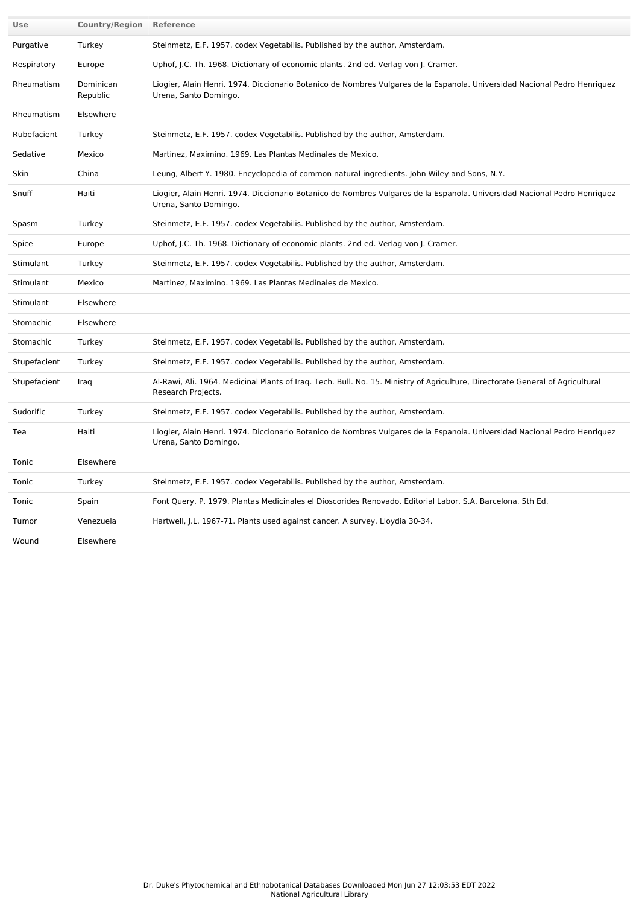| Use | Country/Region | Reference |
|---|---|---|
| Purgative | Turkey | Steinmetz, E.F. 1957. codex Vegetabilis. Published by the author, Amsterdam. |
| Respiratory | Europe | Uphof, J.C. Th. 1968. Dictionary of economic plants. 2nd ed. Verlag von J. Cramer. |
| Rheumatism | Dominican Republic | Liogier, Alain Henri. 1974. Diccionario Botanico de Nombres Vulgares de la Espanola. Universidad Nacional Pedro Henriquez Urena, Santo Domingo. |
| Rheumatism | Elsewhere | |
| Rubefacient | Turkey | Steinmetz, E.F. 1957. codex Vegetabilis. Published by the author, Amsterdam. |
| Sedative | Mexico | Martinez, Maximino. 1969. Las Plantas Medinales de Mexico. |
| Skin | China | Leung, Albert Y. 1980. Encyclopedia of common natural ingredients. John Wiley and Sons, N.Y. |
| Snuff | Haiti | Liogier, Alain Henri. 1974. Diccionario Botanico de Nombres Vulgares de la Espanola. Universidad Nacional Pedro Henriquez Urena, Santo Domingo. |
| Spasm | Turkey | Steinmetz, E.F. 1957. codex Vegetabilis. Published by the author, Amsterdam. |
| Spice | Europe | Uphof, J.C. Th. 1968. Dictionary of economic plants. 2nd ed. Verlag von J. Cramer. |
| Stimulant | Turkey | Steinmetz, E.F. 1957. codex Vegetabilis. Published by the author, Amsterdam. |
| Stimulant | Mexico | Martinez, Maximino. 1969. Las Plantas Medinales de Mexico. |
| Stimulant | Elsewhere | |
| Stomachic | Elsewhere | |
| Stomachic | Turkey | Steinmetz, E.F. 1957. codex Vegetabilis. Published by the author, Amsterdam. |
| Stupefacient | Turkey | Steinmetz, E.F. 1957. codex Vegetabilis. Published by the author, Amsterdam. |
| Stupefacient | Iraq | Al-Rawi, Ali. 1964. Medicinal Plants of Iraq. Tech. Bull. No. 15. Ministry of Agriculture, Directorate General of Agricultural Research Projects. |
| Sudorific | Turkey | Steinmetz, E.F. 1957. codex Vegetabilis. Published by the author, Amsterdam. |
| Tea | Haiti | Liogier, Alain Henri. 1974. Diccionario Botanico de Nombres Vulgares de la Espanola. Universidad Nacional Pedro Henriquez Urena, Santo Domingo. |
| Tonic | Elsewhere | |
| Tonic | Turkey | Steinmetz, E.F. 1957. codex Vegetabilis. Published by the author, Amsterdam. |
| Tonic | Spain | Font Query, P. 1979. Plantas Medicinales el Dioscorides Renovado. Editorial Labor, S.A. Barcelona. 5th Ed. |
| Tumor | Venezuela | Hartwell, J.L. 1967-71. Plants used against cancer. A survey. Lloydia 30-34. |
| Wound | Elsewhere | |

Dr. Duke's Phytochemical and Ethnobotanical Databases Downloaded Mon Jun 27 12:03:53 EDT 2022
National Agricultural Library